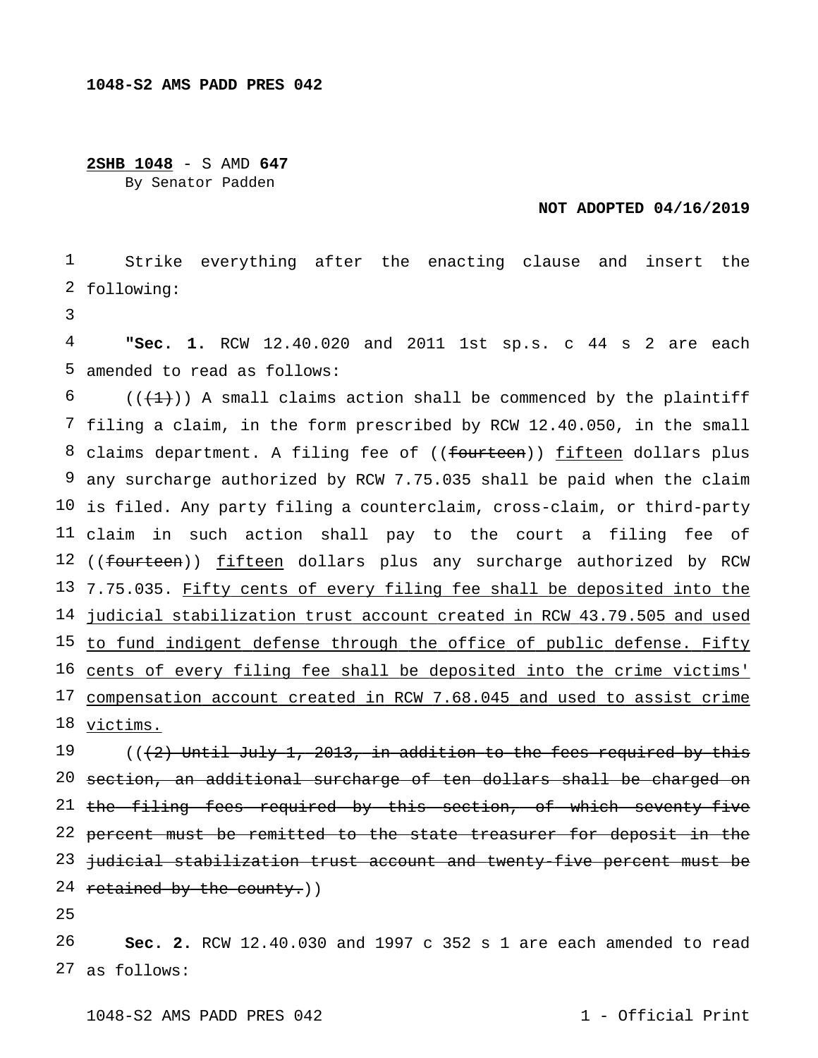**2SHB 1048** - S AMD **647**
By Senator Padden

**NOT ADOPTED 04/16/2019**

Strike everything after the enacting clause and insert the following:

"**Sec. 1.** RCW 12.40.020 and 2011 1st sp.s. c 44 s 2 are each amended to read as follows:

((~~(1)~~)) A small claims action shall be commenced by the plaintiff filing a claim, in the form prescribed by RCW 12.40.050, in the small claims department. A filing fee of ((~~fourteen~~)) <u>fifteen</u> dollars plus any surcharge authorized by RCW 7.75.035 shall be paid when the claim is filed. Any party filing a counterclaim, cross-claim, or third-party claim in such action shall pay to the court a filing fee of ((~~fourteen~~)) <u>fifteen</u> dollars plus any surcharge authorized by RCW 7.75.035. <u>Fifty cents of every filing fee shall be deposited into the judicial stabilization trust account created in RCW 43.79.505 and used to fund indigent defense through the office of public defense. Fifty cents of every filing fee shall be deposited into the crime victims' compensation account created in RCW 7.68.045 and used to assist crime victims.</u>

((~~(2) Until July 1, 2013, in addition to the fees required by this section, an additional surcharge of ten dollars shall be charged on the filing fees required by this section, of which seventy-five percent must be remitted to the state treasurer for deposit in the judicial stabilization trust account and twenty-five percent must be retained by the county.~~))

**Sec. 2.** RCW 12.40.030 and 1997 c 352 s 1 are each amended to read as follows: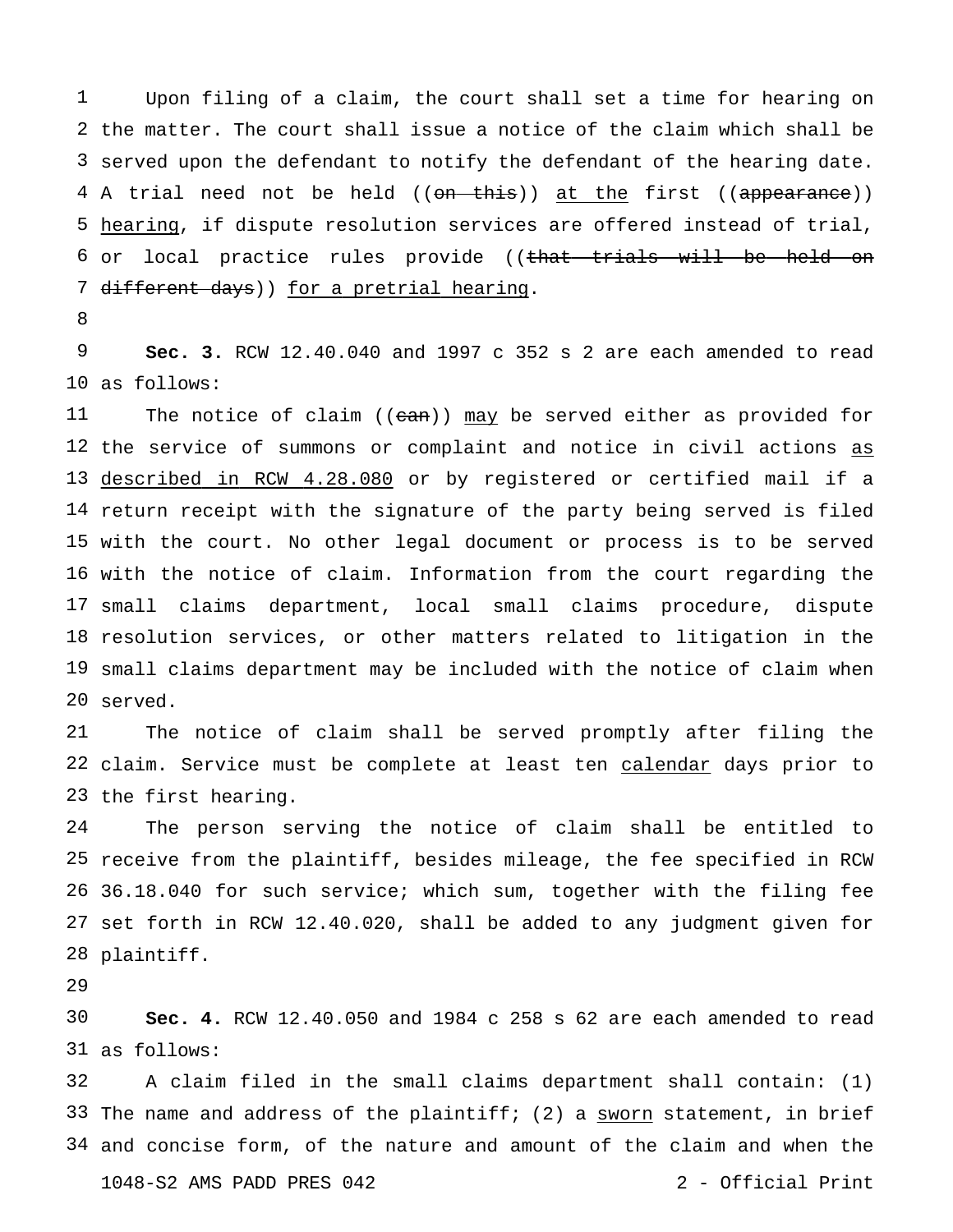Upon filing of a claim, the court shall set a time for hearing on the matter. The court shall issue a notice of the claim which shall be served upon the defendant to notify the defendant of the hearing date. A trial need not be held ((~~on this~~)) <u>at the</u> first ((~~appearance~~)) <u>hearing</u>, if dispute resolution services are offered instead of trial, or local practice rules provide ((~~that trials will be held on different days~~)) <u>for a pretrial hearing</u>.

**Sec. 3.** RCW 12.40.040 and 1997 c 352 s 2 are each amended to read as follows:

The notice of claim ((~~can~~)) <u>may</u> be served either as provided for the service of summons or complaint and notice in civil actions <u>as described in RCW 4.28.080</u> or by registered or certified mail if a return receipt with the signature of the party being served is filed with the court. No other legal document or process is to be served with the notice of claim. Information from the court regarding the small claims department, local small claims procedure, dispute resolution services, or other matters related to litigation in the small claims department may be included with the notice of claim when served.

The notice of claim shall be served promptly after filing the claim. Service must be complete at least ten <u>calendar</u> days prior to the first hearing.

The person serving the notice of claim shall be entitled to receive from the plaintiff, besides mileage, the fee specified in RCW 36.18.040 for such service; which sum, together with the filing fee set forth in RCW 12.40.020, shall be added to any judgment given for plaintiff.

**Sec. 4.** RCW 12.40.050 and 1984 c 258 s 62 are each amended to read as follows:

A claim filed in the small claims department shall contain: (1) The name and address of the plaintiff; (2) a <u>sworn</u> statement, in brief and concise form, of the nature and amount of the claim and when the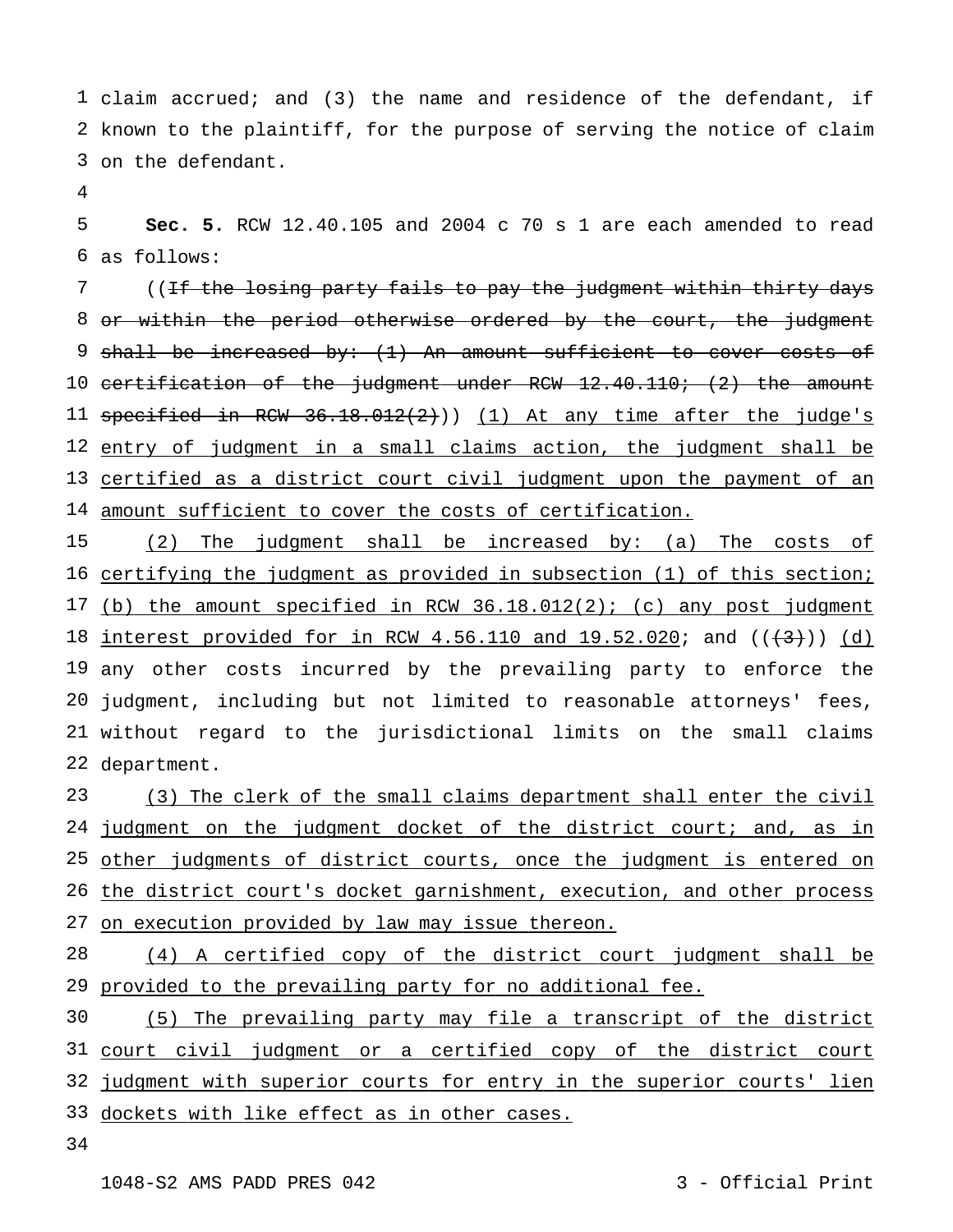claim accrued; and (3) the name and residence of the defendant, if known to the plaintiff, for the purpose of serving the notice of claim on the defendant.

**Sec. 5.** RCW 12.40.105 and 2004 c 70 s 1 are each amended to read as follows:

((~~If the losing party fails to pay the judgment within thirty days or within the period otherwise ordered by the court, the judgment shall be increased by: (1) An amount sufficient to cover costs of certification of the judgment under RCW 12.40.110; (2) the amount specified in RCW 36.18.012(2)~~)) <u>(1) At any time after the judge's entry of judgment in a small claims action, the judgment shall be certified as a district court civil judgment upon the payment of an amount sufficient to cover the costs of certification.</u>

<u>(2) The judgment shall be increased by: (a) The costs of certifying the judgment as provided in subsection (1) of this section; (b) the amount specified in RCW 36.18.012(2); (c) any post judgment interest provided for in RCW 4.56.110 and 19.52.020</u>; and ((~~(3)~~)) <u>(d)</u> any other costs incurred by the prevailing party to enforce the judgment, including but not limited to reasonable attorneys' fees, without regard to the jurisdictional limits on the small claims department.

<u>(3) The clerk of the small claims department shall enter the civil judgment on the judgment docket of the district court; and, as in other judgments of district courts, once the judgment is entered on the district court's docket garnishment, execution, and other process on execution provided by law may issue thereon.</u>

<u>(4) A certified copy of the district court judgment shall be provided to the prevailing party for no additional fee.</u>

<u>(5) The prevailing party may file a transcript of the district court civil judgment or a certified copy of the district court judgment with superior courts for entry in the superior courts' lien dockets with like effect as in other cases.</u>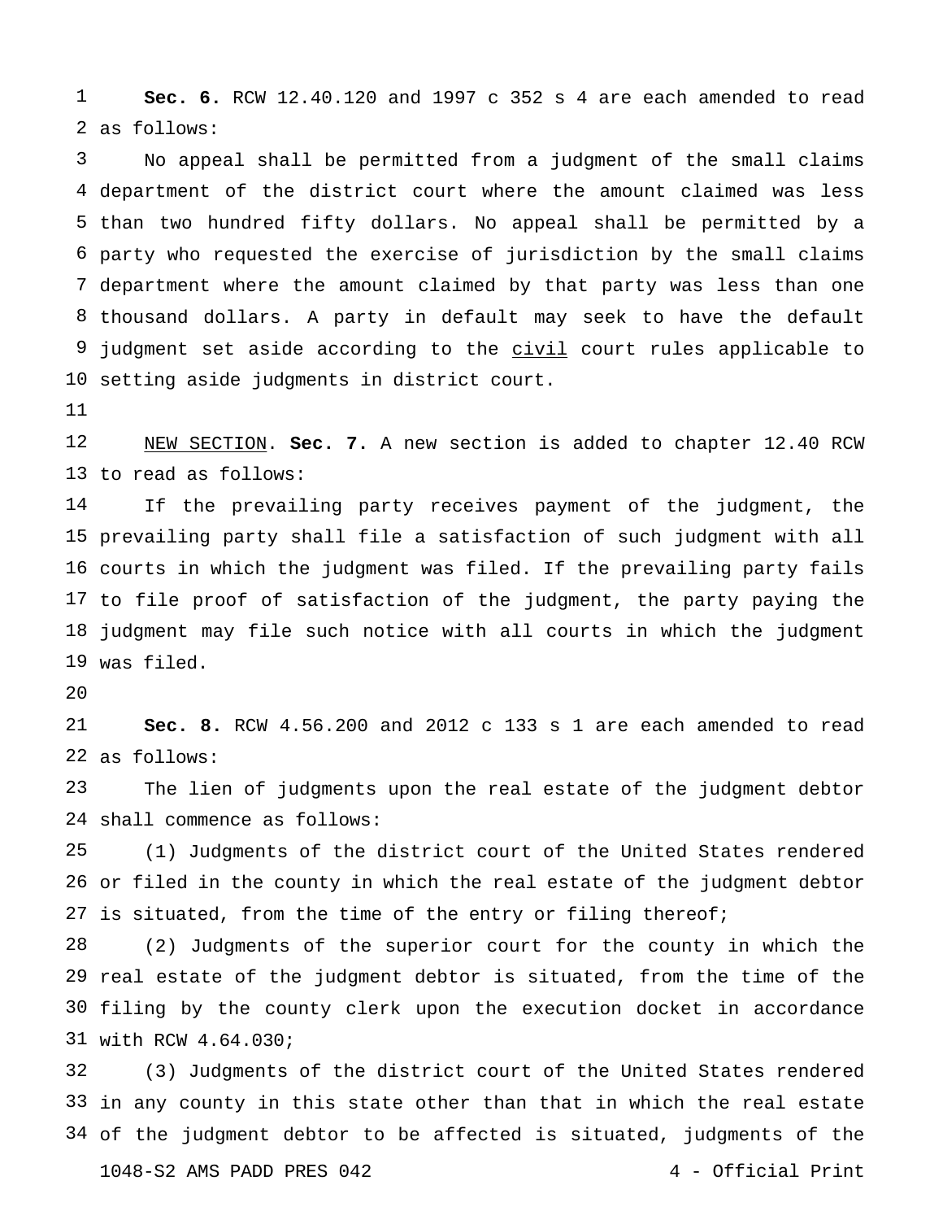**Sec. 6.** RCW 12.40.120 and 1997 c 352 s 4 are each amended to read as follows:

No appeal shall be permitted from a judgment of the small claims department of the district court where the amount claimed was less than two hundred fifty dollars. No appeal shall be permitted by a party who requested the exercise of jurisdiction by the small claims department where the amount claimed by that party was less than one thousand dollars. A party in default may seek to have the default judgment set aside according to the <u>civil</u> court rules applicable to setting aside judgments in district court.

<u>NEW SECTION</u>. **Sec. 7.** A new section is added to chapter 12.40 RCW to read as follows:

If the prevailing party receives payment of the judgment, the prevailing party shall file a satisfaction of such judgment with all courts in which the judgment was filed. If the prevailing party fails to file proof of satisfaction of the judgment, the party paying the judgment may file such notice with all courts in which the judgment was filed.

**Sec. 8.** RCW 4.56.200 and 2012 c 133 s 1 are each amended to read as follows:

The lien of judgments upon the real estate of the judgment debtor shall commence as follows:

(1) Judgments of the district court of the United States rendered or filed in the county in which the real estate of the judgment debtor is situated, from the time of the entry or filing thereof;

(2) Judgments of the superior court for the county in which the real estate of the judgment debtor is situated, from the time of the filing by the county clerk upon the execution docket in accordance with RCW 4.64.030;

(3) Judgments of the district court of the United States rendered in any county in this state other than that in which the real estate of the judgment debtor to be affected is situated, judgments of the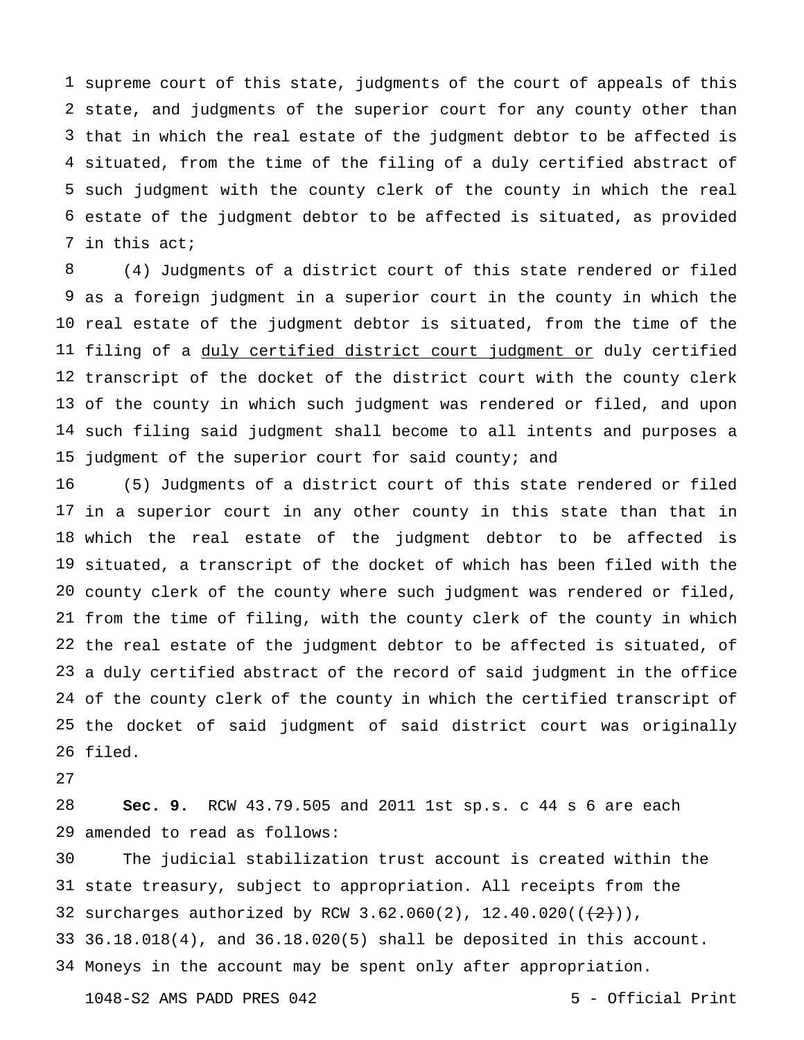supreme court of this state, judgments of the court of appeals of this state, and judgments of the superior court for any county other than that in which the real estate of the judgment debtor to be affected is situated, from the time of the filing of a duly certified abstract of such judgment with the county clerk of the county in which the real estate of the judgment debtor to be affected is situated, as provided in this act;

(4) Judgments of a district court of this state rendered or filed as a foreign judgment in a superior court in the county in which the real estate of the judgment debtor is situated, from the time of the filing of a <u>duly certified district court judgment or</u> duly certified transcript of the docket of the district court with the county clerk of the county in which such judgment was rendered or filed, and upon such filing said judgment shall become to all intents and purposes a judgment of the superior court for said county; and

(5) Judgments of a district court of this state rendered or filed in a superior court in any other county in this state than that in which the real estate of the judgment debtor to be affected is situated, a transcript of the docket of which has been filed with the county clerk of the county where such judgment was rendered or filed, from the time of filing, with the county clerk of the county in which the real estate of the judgment debtor to be affected is situated, of a duly certified abstract of the record of said judgment in the office of the county clerk of the county in which the certified transcript of the docket of said judgment of said district court was originally filed.

**Sec. 9.** RCW 43.79.505 and 2011 1st sp.s. c 44 s 6 are each amended to read as follows:

The judicial stabilization trust account is created within the state treasury, subject to appropriation. All receipts from the surcharges authorized by RCW 3.62.060(2), 12.40.020((~~(2)~~)), 36.18.018(4), and 36.18.020(5) shall be deposited in this account. Moneys in the account may be spent only after appropriation.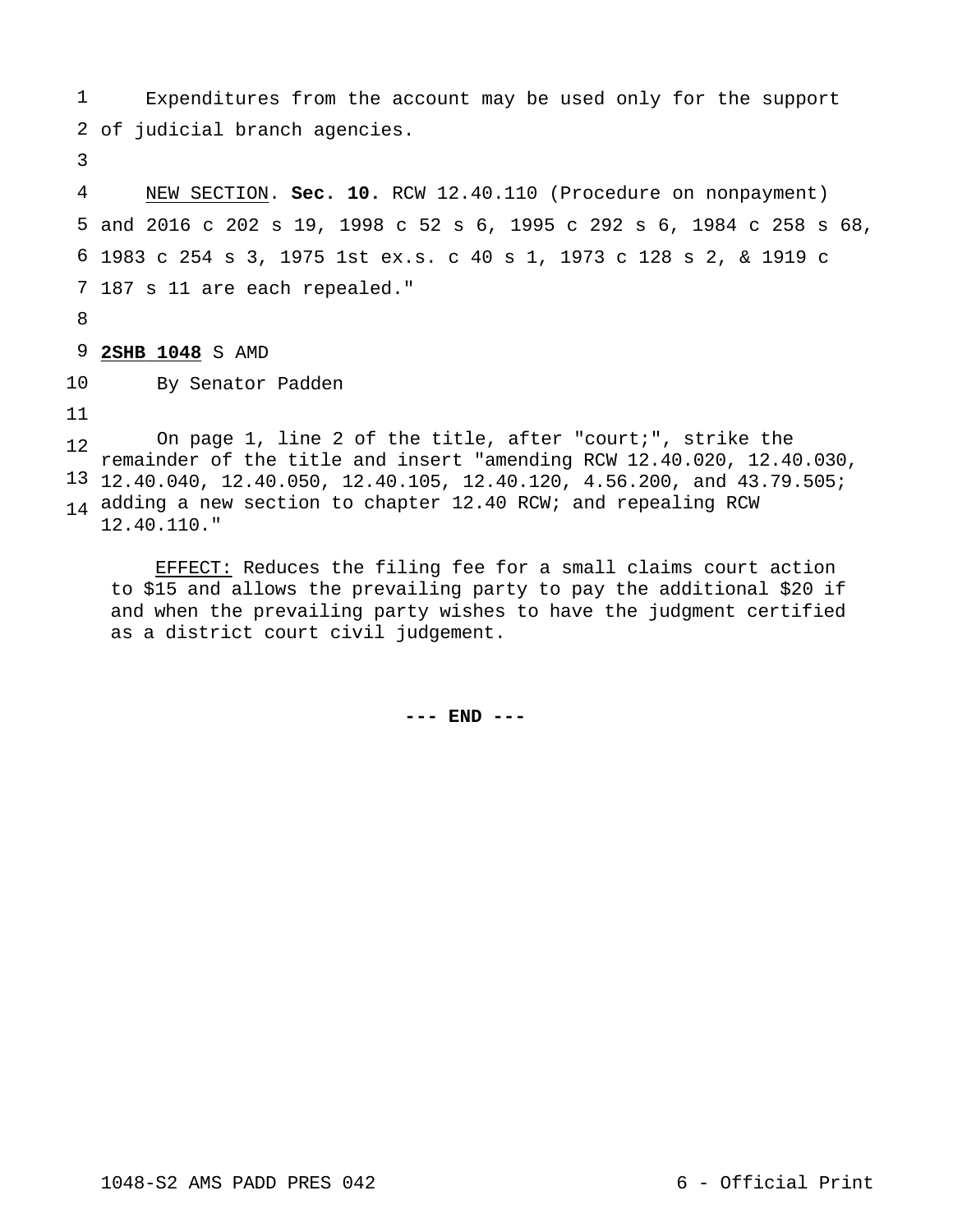Expenditures from the account may be used only for the support of judicial branch agencies.

NEW SECTION. **Sec. 10.** RCW 12.40.110 (Procedure on nonpayment) and 2016 c 202 s 19, 1998 c 52 s 6, 1995 c 292 s 6, 1984 c 258 s 68, 1983 c 254 s 3, 1975 1st ex.s. c 40 s 1, 1973 c 128 s 2, & 1919 c 187 s 11 are each repealed."

**2SHB 1048** S AMD

By Senator Padden

On page 1, line 2 of the title, after "court;", strike the remainder of the title and insert "amending RCW 12.40.020, 12.40.030, 12.40.040, 12.40.050, 12.40.105, 12.40.120, 4.56.200, and 43.79.505; adding a new section to chapter 12.40 RCW; and repealing RCW 12.40.110."

EFFECT: Reduces the filing fee for a small claims court action to $15 and allows the prevailing party to pay the additional $20 if and when the prevailing party wishes to have the judgment certified as a district court civil judgement.

**--- END ---**